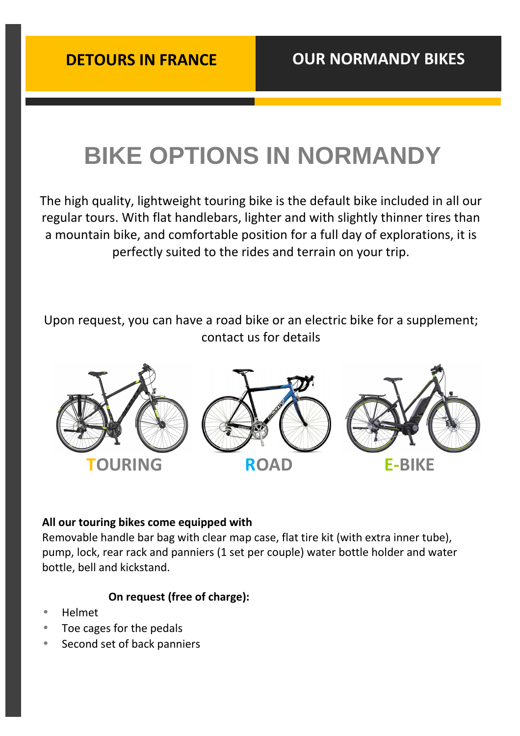**DETOURS IN FRANCE** | **OUR NORMANDY BIKES**

# BIKE OPTIONS IN NORMANDY

The high quality, lightweight touring bike is the default bike included in all our regular tours. With flat handlebars, lighter and with slightly thinner tires than a mountain bike, and comfortable position for a full day of explorations, it is perfectly suited to the rides and terrain on your trip.

Upon request, you can have a road bike or an electric bike for a supplement; contact us for details

**TOURING** **ROAD** **E-BIKE**

**All our touring bikes come equipped with**
Removable handle bar bag with clear map case, flat tire kit (with extra inner tube), pump, lock, rear rack and panniers (1 set per couple) water bottle holder and water bottle, bell and kickstand.

**On request (free of charge):**

- Helmet
- Toe cages for the pedals
- Second set of back panniers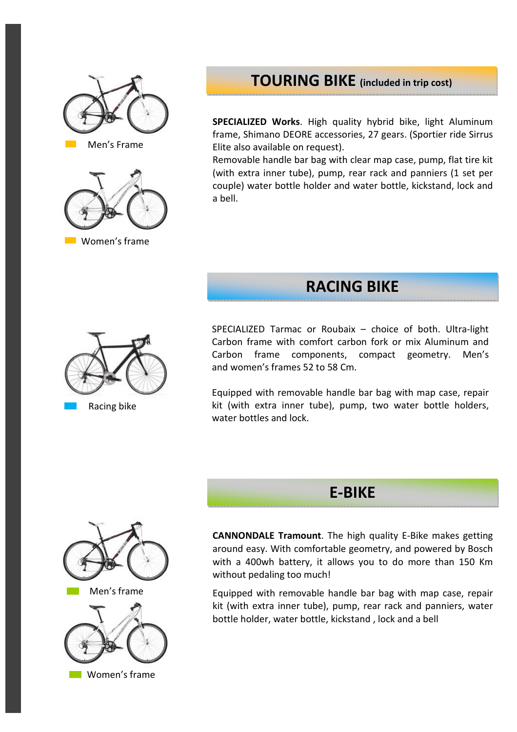Men's Frame

Women's frame

## TOURING BIKE (included in trip cost)

**SPECIALIZED Works**. High quality hybrid bike, light Aluminum frame, Shimano DEORE accessories, 27 gears. (Sportier ride Sirrus Elite also available on request).
Removable handle bar bag with clear map case, pump, flat tire kit (with extra inner tube), pump, rear rack and panniers (1 set per couple) water bottle holder and water bottle, kickstand, lock and a bell.

## RACING BIKE

Racing bike

SPECIALIZED Tarmac or Roubaix – choice of both. Ultra-light Carbon frame with comfort carbon fork or mix Aluminum and Carbon frame components, compact geometry. Men's and women's frames 52 to 58 Cm.

Equipped with removable handle bar bag with map case, repair kit (with extra inner tube), pump, two water bottle holders, water bottles and lock.

## E-BIKE

Men's frame

Women's frame

**CANNONDALE Tramount**. The high quality E-Bike makes getting around easy. With comfortable geometry, and powered by Bosch with a 400wh battery, it allows you to do more than 150 Km without pedaling too much!

Equipped with removable handle bar bag with map case, repair kit (with extra inner tube), pump, rear rack and panniers, water bottle holder, water bottle, kickstand , lock and a bell